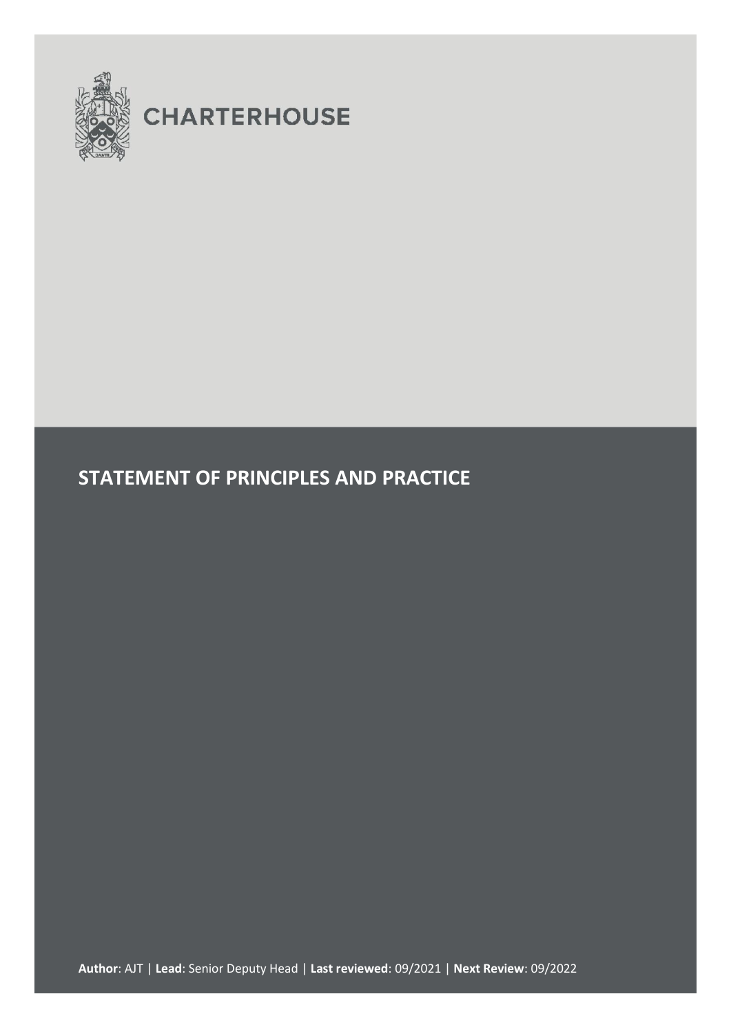CHARTERHOUSE

# STATEMENT OF PRINCIPLES AND PRACTICE

**Author**: AJT | **Lead**: Senior Deputy Head | **Last reviewed**: 09/2021 | **Next Review**: 09/2022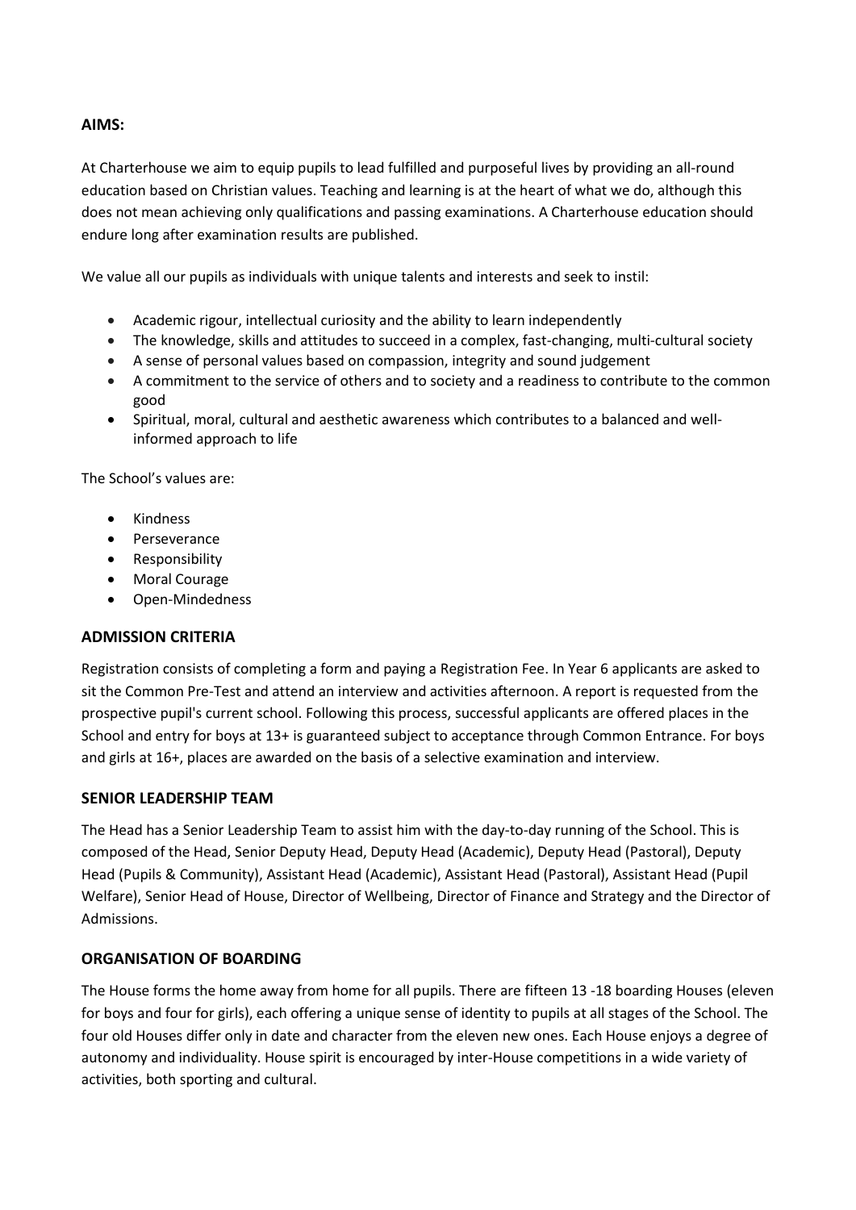## AIMS:

At Charterhouse we aim to equip pupils to lead fulfilled and purposeful lives by providing an all-round education based on Christian values. Teaching and learning is at the heart of what we do, although this does not mean achieving only qualifications and passing examinations. A Charterhouse education should endure long after examination results are published.

We value all our pupils as individuals with unique talents and interests and seek to instil:

- Academic rigour, intellectual curiosity and the ability to learn independently
- The knowledge, skills and attitudes to succeed in a complex, fast-changing, multi-cultural society
- A sense of personal values based on compassion, integrity and sound judgement
- A commitment to the service of others and to society and a readiness to contribute to the common good
- Spiritual, moral, cultural and aesthetic awareness which contributes to a balanced and well-informed approach to life

The School's values are:

- Kindness
- Perseverance
- Responsibility
- Moral Courage
- Open-Mindedness

## ADMISSION CRITERIA

Registration consists of completing a form and paying a Registration Fee. In Year 6 applicants are asked to sit the Common Pre-Test and attend an interview and activities afternoon. A report is requested from the prospective pupil's current school. Following this process, successful applicants are offered places in the School and entry for boys at 13+ is guaranteed subject to acceptance through Common Entrance. For boys and girls at 16+, places are awarded on the basis of a selective examination and interview.

## SENIOR LEADERSHIP TEAM

The Head has a Senior Leadership Team to assist him with the day-to-day running of the School. This is composed of the Head, Senior Deputy Head, Deputy Head (Academic), Deputy Head (Pastoral), Deputy Head (Pupils & Community), Assistant Head (Academic), Assistant Head (Pastoral), Assistant Head (Pupil Welfare), Senior Head of House, Director of Wellbeing, Director of Finance and Strategy and the Director of Admissions.

## ORGANISATION OF BOARDING

The House forms the home away from home for all pupils. There are fifteen 13 -18 boarding Houses (eleven for boys and four for girls), each offering a unique sense of identity to pupils at all stages of the School. The four old Houses differ only in date and character from the eleven new ones. Each House enjoys a degree of autonomy and individuality. House spirit is encouraged by inter-House competitions in a wide variety of activities, both sporting and cultural.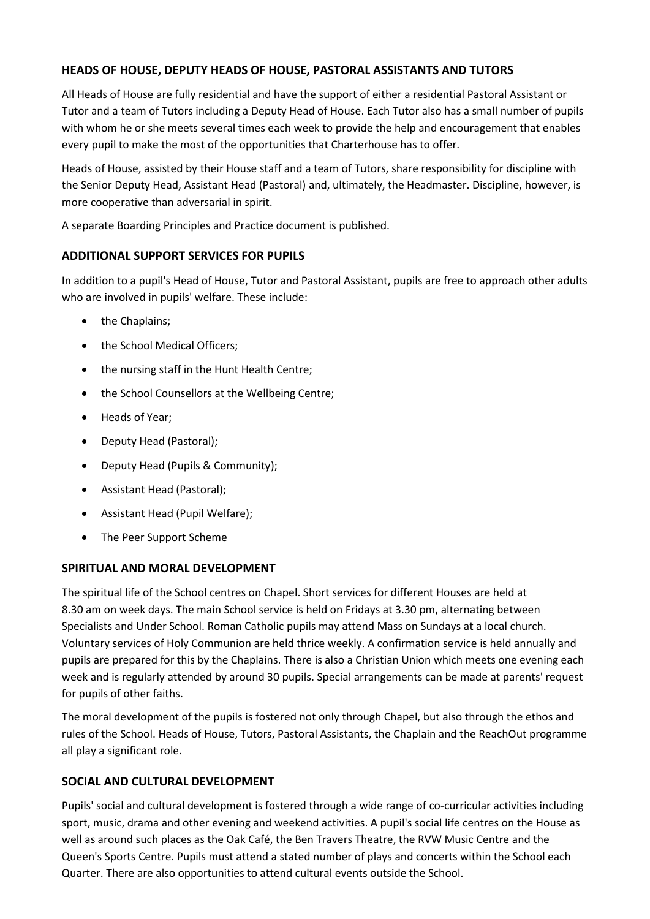## HEADS OF HOUSE, DEPUTY HEADS OF HOUSE, PASTORAL ASSISTANTS AND TUTORS

All Heads of House are fully residential and have the support of either a residential Pastoral Assistant or Tutor and a team of Tutors including a Deputy Head of House. Each Tutor also has a small number of pupils with whom he or she meets several times each week to provide the help and encouragement that enables every pupil to make the most of the opportunities that Charterhouse has to offer.

Heads of House, assisted by their House staff and a team of Tutors, share responsibility for discipline with the Senior Deputy Head, Assistant Head (Pastoral) and, ultimately, the Headmaster. Discipline, however, is more cooperative than adversarial in spirit.

A separate Boarding Principles and Practice document is published.

## ADDITIONAL SUPPORT SERVICES FOR PUPILS

In addition to a pupil's Head of House, Tutor and Pastoral Assistant, pupils are free to approach other adults who are involved in pupils' welfare. These include:

- the Chaplains;
- the School Medical Officers;
- the nursing staff in the Hunt Health Centre;
- the School Counsellors at the Wellbeing Centre;
- Heads of Year;
- Deputy Head (Pastoral);
- Deputy Head (Pupils & Community);
- Assistant Head (Pastoral);
- Assistant Head (Pupil Welfare);
- The Peer Support Scheme

## SPIRITUAL AND MORAL DEVELOPMENT

The spiritual life of the School centres on Chapel. Short services for different Houses are held at 8.30 am on week days. The main School service is held on Fridays at 3.30 pm, alternating between Specialists and Under School. Roman Catholic pupils may attend Mass on Sundays at a local church. Voluntary services of Holy Communion are held thrice weekly. A confirmation service is held annually and pupils are prepared for this by the Chaplains. There is also a Christian Union which meets one evening each week and is regularly attended by around 30 pupils. Special arrangements can be made at parents' request for pupils of other faiths.

The moral development of the pupils is fostered not only through Chapel, but also through the ethos and rules of the School. Heads of House, Tutors, Pastoral Assistants, the Chaplain and the ReachOut programme all play a significant role.

## SOCIAL AND CULTURAL DEVELOPMENT

Pupils' social and cultural development is fostered through a wide range of co-curricular activities including sport, music, drama and other evening and weekend activities. A pupil's social life centres on the House as well as around such places as the Oak Café, the Ben Travers Theatre, the RVW Music Centre and the Queen's Sports Centre. Pupils must attend a stated number of plays and concerts within the School each Quarter. There are also opportunities to attend cultural events outside the School.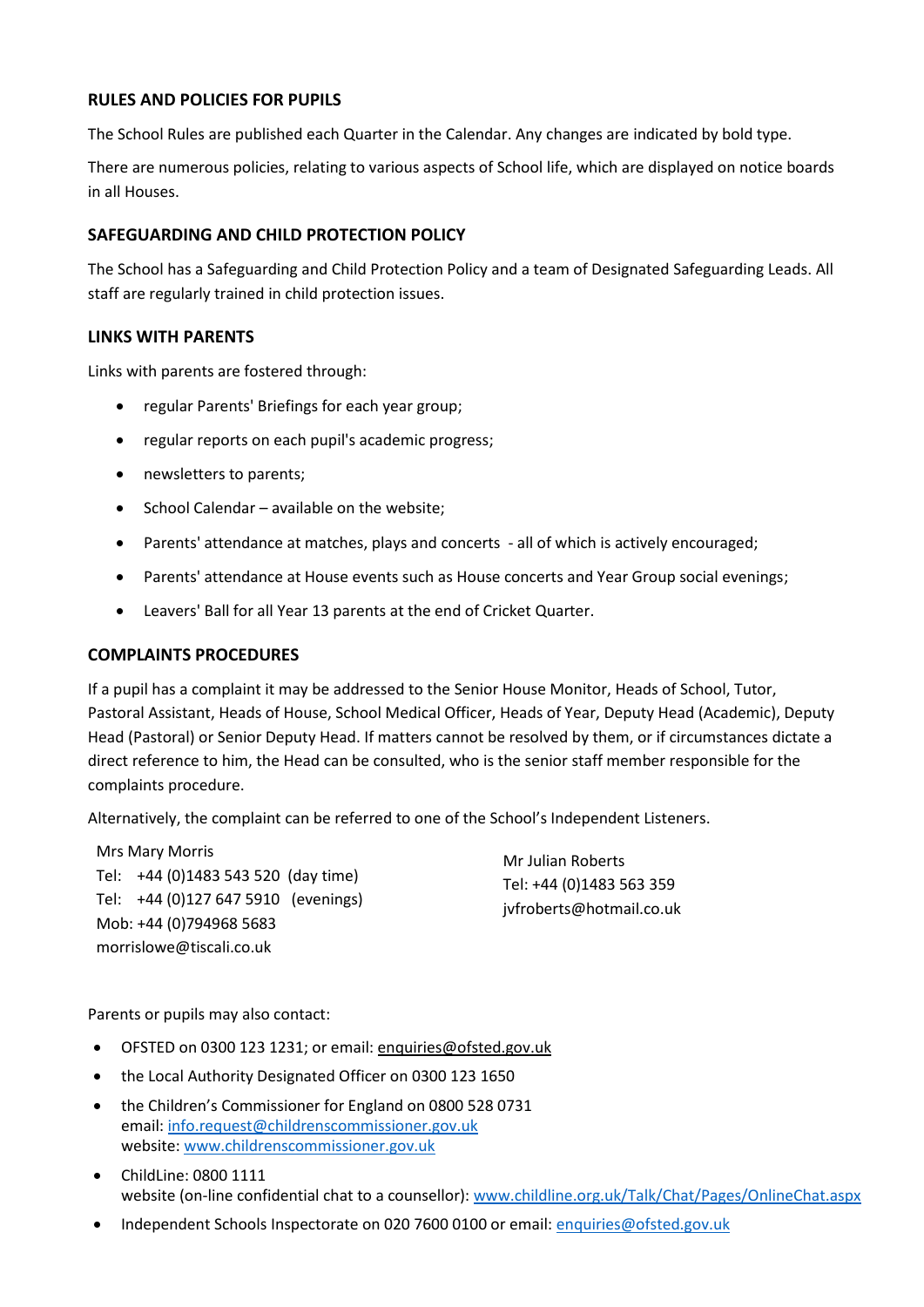## RULES AND POLICIES FOR PUPILS

The School Rules are published each Quarter in the Calendar. Any changes are indicated by bold type.

There are numerous policies, relating to various aspects of School life, which are displayed on notice boards in all Houses.

## SAFEGUARDING AND CHILD PROTECTION POLICY

The School has a Safeguarding and Child Protection Policy and a team of Designated Safeguarding Leads. All staff are regularly trained in child protection issues.

## LINKS WITH PARENTS

Links with parents are fostered through:

- regular Parents' Briefings for each year group;
- regular reports on each pupil's academic progress;
- newsletters to parents;
- School Calendar – available on the website;
- Parents' attendance at matches, plays and concerts - all of which is actively encouraged;
- Parents' attendance at House events such as House concerts and Year Group social evenings;
- Leavers' Ball for all Year 13 parents at the end of Cricket Quarter.

## COMPLAINTS PROCEDURES

If a pupil has a complaint it may be addressed to the Senior House Monitor, Heads of School, Tutor, Pastoral Assistant, Heads of House, School Medical Officer, Heads of Year, Deputy Head (Academic), Deputy Head (Pastoral) or Senior Deputy Head. If matters cannot be resolved by them, or if circumstances dictate a direct reference to him, the Head can be consulted, who is the senior staff member responsible for the complaints procedure.

Alternatively, the complaint can be referred to one of the School's Independent Listeners.

Mrs Mary Morris
Tel: +44 (0)1483 543 520 (day time)
Tel: +44 (0)127 647 5910 (evenings)
Mob: +44 (0)794968 5683
morrislowe@tiscali.co.uk

Mr Julian Roberts
Tel: +44 (0)1483 563 359
jvfroberts@hotmail.co.uk

Parents or pupils may also contact:

- OFSTED on 0300 123 1231; or email: enquiries@ofsted.gov.uk
- the Local Authority Designated Officer on 0300 123 1650
- the Children's Commissioner for England on 0800 528 0731
  email: info.request@childrenscommissioner.gov.uk
  website: www.childrenscommissioner.gov.uk
- ChildLine: 0800 1111
  website (on-line confidential chat to a counsellor): www.childline.org.uk/Talk/Chat/Pages/OnlineChat.aspx
- Independent Schools Inspectorate on 020 7600 0100 or email: enquiries@ofsted.gov.uk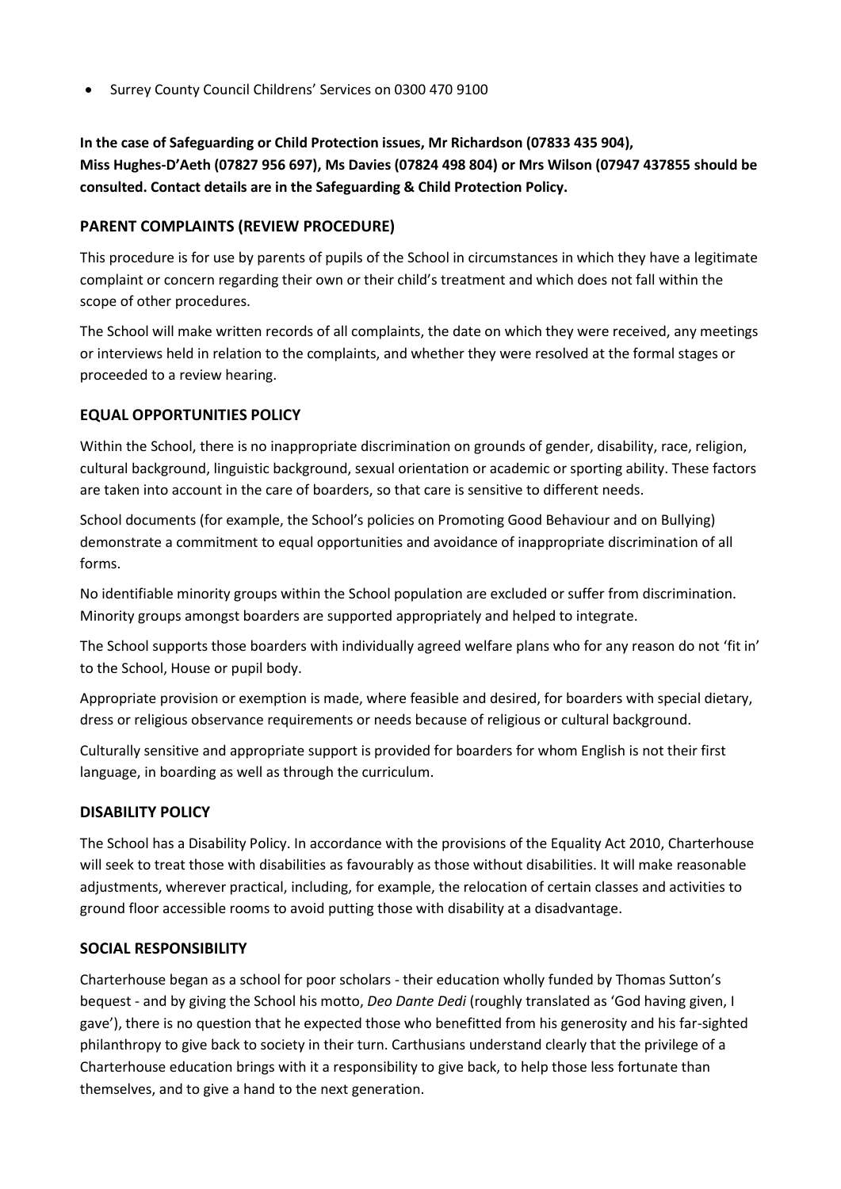- Surrey County Council Childrens' Services on 0300 470 9100

**In the case of Safeguarding or Child Protection issues, Mr Richardson (07833 435 904), Miss Hughes-D'Aeth (07827 956 697), Ms Davies (07824 498 804) or Mrs Wilson (07947 437855 should be consulted. Contact details are in the Safeguarding & Child Protection Policy.**

## PARENT COMPLAINTS (REVIEW PROCEDURE)

This procedure is for use by parents of pupils of the School in circumstances in which they have a legitimate complaint or concern regarding their own or their child's treatment and which does not fall within the scope of other procedures.

The School will make written records of all complaints, the date on which they were received, any meetings or interviews held in relation to the complaints, and whether they were resolved at the formal stages or proceeded to a review hearing.

## EQUAL OPPORTUNITIES POLICY

Within the School, there is no inappropriate discrimination on grounds of gender, disability, race, religion, cultural background, linguistic background, sexual orientation or academic or sporting ability. These factors are taken into account in the care of boarders, so that care is sensitive to different needs.

School documents (for example, the School's policies on Promoting Good Behaviour and on Bullying) demonstrate a commitment to equal opportunities and avoidance of inappropriate discrimination of all forms.

No identifiable minority groups within the School population are excluded or suffer from discrimination. Minority groups amongst boarders are supported appropriately and helped to integrate.

The School supports those boarders with individually agreed welfare plans who for any reason do not 'fit in' to the School, House or pupil body.

Appropriate provision or exemption is made, where feasible and desired, for boarders with special dietary, dress or religious observance requirements or needs because of religious or cultural background.

Culturally sensitive and appropriate support is provided for boarders for whom English is not their first language, in boarding as well as through the curriculum.

## DISABILITY POLICY

The School has a Disability Policy. In accordance with the provisions of the Equality Act 2010, Charterhouse will seek to treat those with disabilities as favourably as those without disabilities. It will make reasonable adjustments, wherever practical, including, for example, the relocation of certain classes and activities to ground floor accessible rooms to avoid putting those with disability at a disadvantage.

## SOCIAL RESPONSIBILITY

Charterhouse began as a school for poor scholars - their education wholly funded by Thomas Sutton's bequest - and by giving the School his motto, *Deo Dante Dedi* (roughly translated as 'God having given, I gave'), there is no question that he expected those who benefitted from his generosity and his far-sighted philanthropy to give back to society in their turn. Carthusians understand clearly that the privilege of a Charterhouse education brings with it a responsibility to give back, to help those less fortunate than themselves, and to give a hand to the next generation.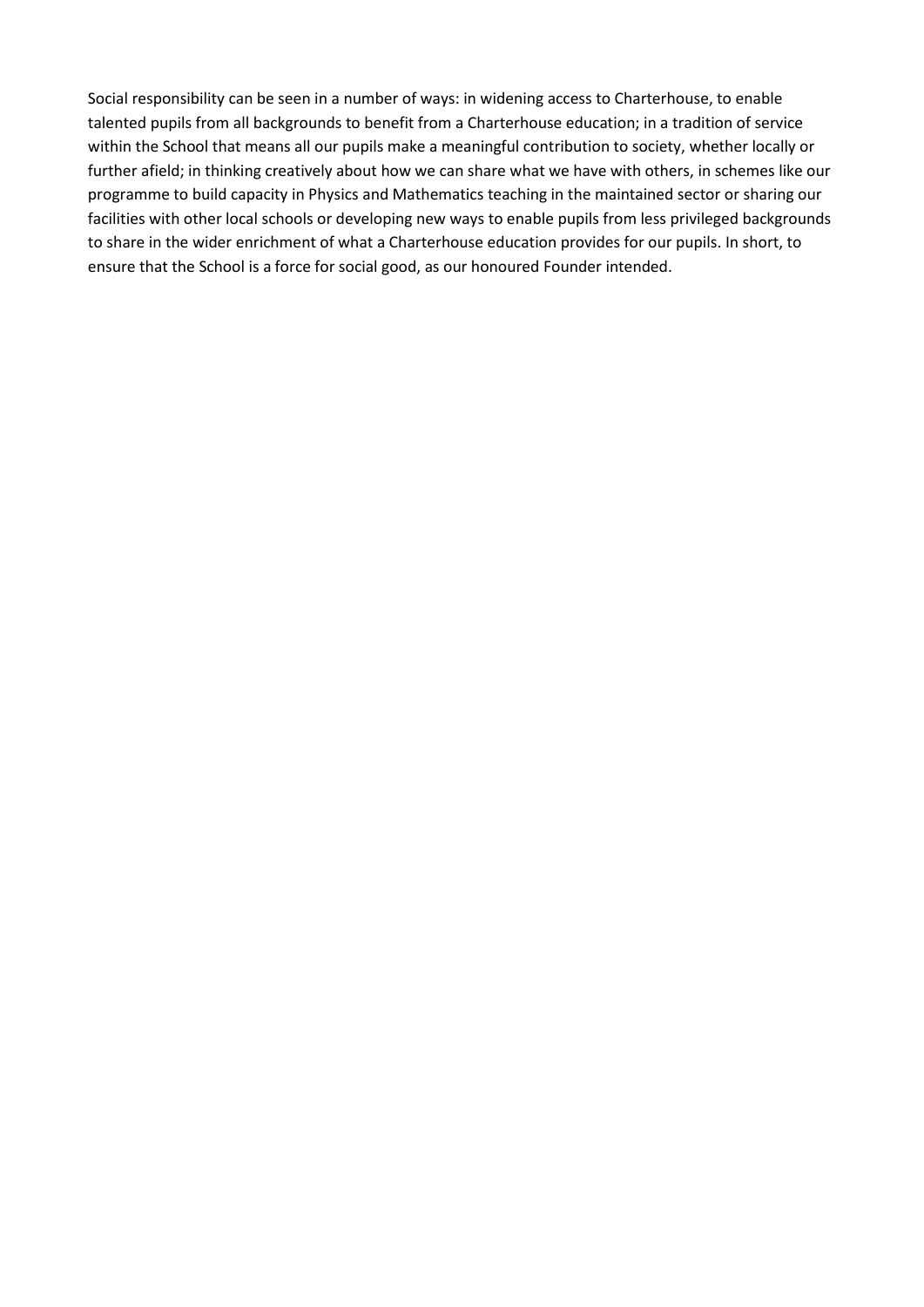Social responsibility can be seen in a number of ways: in widening access to Charterhouse, to enable talented pupils from all backgrounds to benefit from a Charterhouse education; in a tradition of service within the School that means all our pupils make a meaningful contribution to society, whether locally or further afield; in thinking creatively about how we can share what we have with others, in schemes like our programme to build capacity in Physics and Mathematics teaching in the maintained sector or sharing our facilities with other local schools or developing new ways to enable pupils from less privileged backgrounds to share in the wider enrichment of what a Charterhouse education provides for our pupils. In short, to ensure that the School is a force for social good, as our honoured Founder intended.